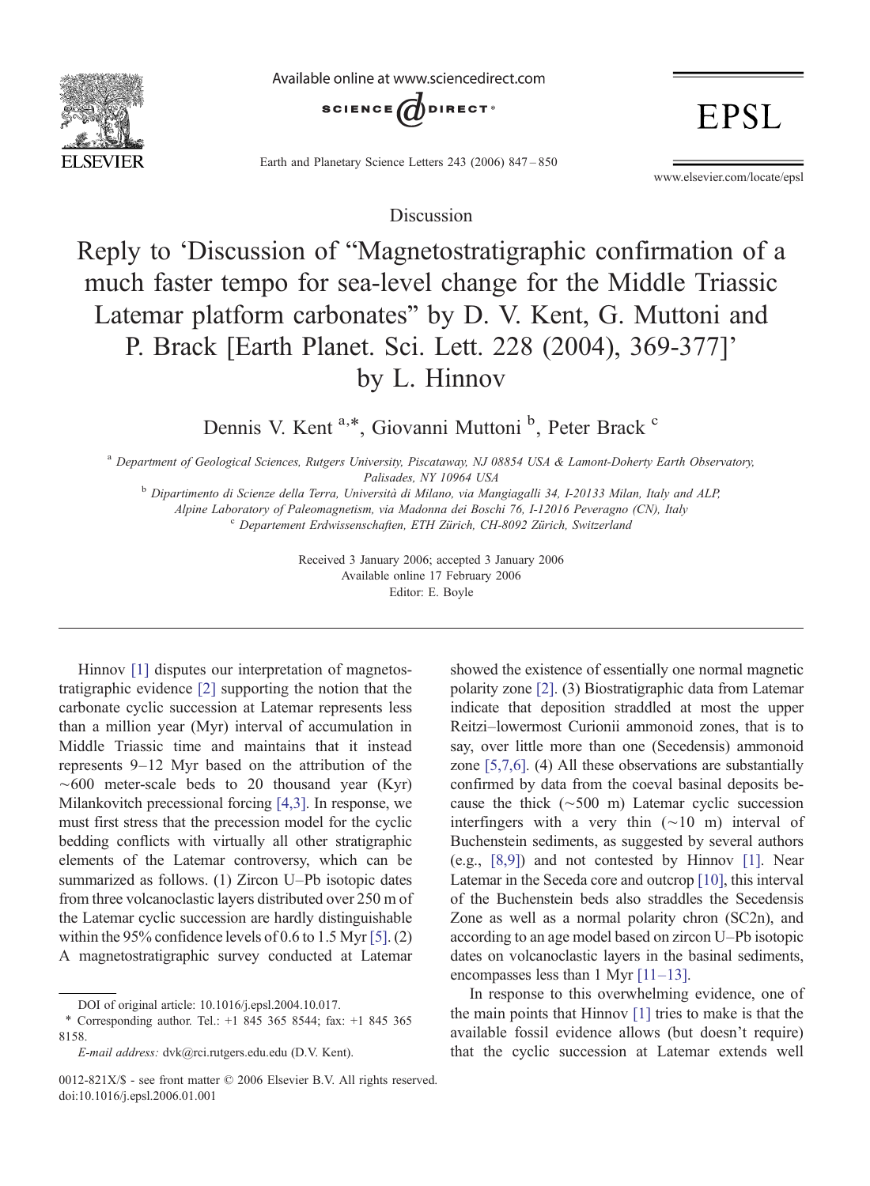Discussion

# Reply to 'Discussion of "Magnetostratigraphic confirmation of a much faster tempo for sea-level change for the Middle Triassic Latemar platform carbonates" by D. V. Kent, G. Muttoni and P. Brack [Earth Planet. Sci. Lett. 228 (2004), 369-377]' by L. Hinnov

Dennis V. Kent [a,*], Giovanni Muttoni [b], Peter Brack [c]

[a] Department of Geological Sciences, Rutgers University, Piscataway, NJ 08854 USA & Lamont-Doherty Earth Observatory, Palisades, NY 10964 USA

[b] Dipartimento di Scienze della Terra, Università di Milano, via Mangiagalli 34, I-20133 Milan, Italy and ALP, Alpine Laboratory of Paleomagnetism, via Madonna dei Boschi 76, I-12016 Peveragno (CN), Italy

[c] Departement Erdwissenschaften, ETH Zürich, CH-8092 Zürich, Switzerland

Received 3 January 2006; accepted 3 January 2006

Available online 17 February 2006

Editor: E. Boyle

---

Hinnov [1] disputes our interpretation of magnetostratigraphic evidence [2] supporting the notion that the carbonate cyclic succession at Latemar represents less than a million year (Myr) interval of accumulation in Middle Triassic time and maintains that it instead represents 9–12 Myr based on the attribution of the ~600 meter-scale beds to 20 thousand year (Kyr) Milankovitch precessional forcing [4,3]. In response, we must first stress that the precession model for the cyclic bedding conflicts with virtually all other stratigraphic elements of the Latemar controversy, which can be summarized as follows. (1) Zircon U–Pb isotopic dates from three volcanoclastic layers distributed over 250 m of the Latemar cyclic succession are hardly distinguishable within the 95% confidence levels of 0.6 to 1.5 Myr [5]. (2) A magnetostratigraphic survey conducted at Latemar showed the existence of essentially one normal magnetic polarity zone [2]. (3) Biostratigraphic data from Latemar indicate that deposition straddled at most the upper Reitzi–lowermost Curionii ammonoid zones, that is to say, over little more than one (Secedensis) ammonoid zone [5,7,6]. (4) All these observations are substantially confirmed by data from the coeval basinal deposits because the thick (~500 m) Latemar cyclic succession interfingers with a very thin (~10 m) interval of Buchenstein sediments, as suggested by several authors (e.g., [8,9]) and not contested by Hinnov [1]. Near Latemar in the Seceda core and outcrop [10], this interval of the Buchenstein beds also straddles the Secedensis Zone as well as a normal polarity chron (SC2n), and according to an age model based on zircon U–Pb isotopic dates on volcanoclastic layers in the basinal sediments, encompasses less than 1 Myr [11–13].

In response to this overwhelming evidence, one of the main points that Hinnov [1] tries to make is that the available fossil evidence allows (but doesn't require) that the cyclic succession at Latemar extends well

---

DOI of original article: 10.1016/j.epsl.2004.10.017.

\* Corresponding author. Tel.: +1 845 365 8544; fax: +1 845 365 8158.

*E-mail address:* dvk@rci.rutgers.edu.edu (D.V. Kent).

0012-821X/$ - see front matter © 2006 Elsevier B.V. All rights reserved.
doi:10.1016/j.epsl.2006.01.001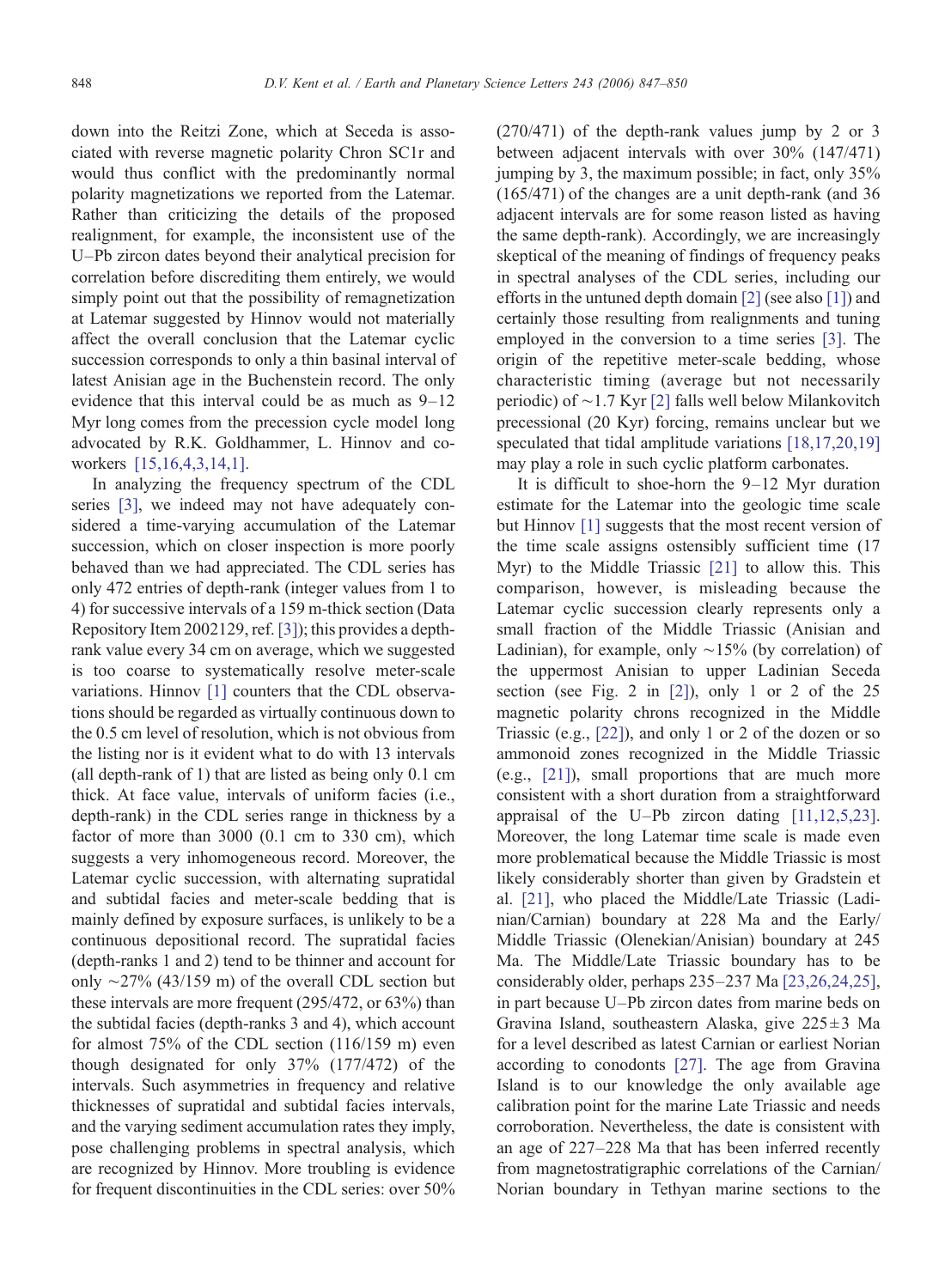down into the Reitzi Zone, which at Seceda is associated with reverse magnetic polarity Chron SC1r and would thus conflict with the predominantly normal polarity magnetizations we reported from the Latemar. Rather than criticizing the details of the proposed realignment, for example, the inconsistent use of the U–Pb zircon dates beyond their analytical precision for correlation before discrediting them entirely, we would simply point out that the possibility of remagnetization at Latemar suggested by Hinnov would not materially affect the overall conclusion that the Latemar cyclic succession corresponds to only a thin basinal interval of latest Anisian age in the Buchenstein record. The only evidence that this interval could be as much as 9–12 Myr long comes from the precession cycle model long advocated by R.K. Goldhammer, L. Hinnov and coworkers [15,16,4,3,14,1].

In analyzing the frequency spectrum of the CDL series [3], we indeed may not have adequately considered a time-varying accumulation of the Latemar succession, which on closer inspection is more poorly behaved than we had appreciated. The CDL series has only 472 entries of depth-rank (integer values from 1 to 4) for successive intervals of a 159 m-thick section (Data Repository Item 2002129, ref. [3]); this provides a depth-rank value every 34 cm on average, which we suggested is too coarse to systematically resolve meter-scale variations. Hinnov [1] counters that the CDL observations should be regarded as virtually continuous down to the 0.5 cm level of resolution, which is not obvious from the listing nor is it evident what to do with 13 intervals (all depth-rank of 1) that are listed as being only 0.1 cm thick. At face value, intervals of uniform facies (i.e., depth-rank) in the CDL series range in thickness by a factor of more than 3000 (0.1 cm to 330 cm), which suggests a very inhomogeneous record. Moreover, the Latemar cyclic succession, with alternating supratidal and subtidal facies and meter-scale bedding that is mainly defined by exposure surfaces, is unlikely to be a continuous depositional record. The supratidal facies (depth-ranks 1 and 2) tend to be thinner and account for only ~27% (43/159 m) of the overall CDL section but these intervals are more frequent (295/472, or 63%) than the subtidal facies (depth-ranks 3 and 4), which account for almost 75% of the CDL section (116/159 m) even though designated for only 37% (177/472) of the intervals. Such asymmetries in frequency and relative thicknesses of supratidal and subtidal facies intervals, and the varying sediment accumulation rates they imply, pose challenging problems in spectral analysis, which are recognized by Hinnov. More troubling is evidence for frequent discontinuities in the CDL series: over 50% (270/471) of the depth-rank values jump by 2 or 3 between adjacent intervals with over 30% (147/471) jumping by 3, the maximum possible; in fact, only 35% (165/471) of the changes are a unit depth-rank (and 36 adjacent intervals are for some reason listed as having the same depth-rank). Accordingly, we are increasingly skeptical of the meaning of findings of frequency peaks in spectral analyses of the CDL series, including our efforts in the untuned depth domain [2] (see also [1]) and certainly those resulting from realignments and tuning employed in the conversion to a time series [3]. The origin of the repetitive meter-scale bedding, whose characteristic timing (average but not necessarily periodic) of ~1.7 Kyr [2] falls well below Milankovitch precessional (20 Kyr) forcing, remains unclear but we speculated that tidal amplitude variations [18,17,20,19] may play a role in such cyclic platform carbonates.

It is difficult to shoe-horn the 9–12 Myr duration estimate for the Latemar into the geologic time scale but Hinnov [1] suggests that the most recent version of the time scale assigns ostensibly sufficient time (17 Myr) to the Middle Triassic [21] to allow this. This comparison, however, is misleading because the Latemar cyclic succession clearly represents only a small fraction of the Middle Triassic (Anisian and Ladinian), for example, only ~15% (by correlation) of the uppermost Anisian to upper Ladinian Seceda section (see Fig. 2 in [2]), only 1 or 2 of the 25 magnetic polarity chrons recognized in the Middle Triassic (e.g., [22]), and only 1 or 2 of the dozen or so ammonoid zones recognized in the Middle Triassic (e.g., [21]), small proportions that are much more consistent with a short duration from a straightforward appraisal of the U–Pb zircon dating [11,12,5,23]. Moreover, the long Latemar time scale is made even more problematical because the Middle Triassic is most likely considerably shorter than given by Gradstein et al. [21], who placed the Middle/Late Triassic (Ladinian/Carnian) boundary at 228 Ma and the Early/Middle Triassic (Olenekian/Anisian) boundary at 245 Ma. The Middle/Late Triassic boundary has to be considerably older, perhaps 235–237 Ma [23,26,24,25], in part because U–Pb zircon dates from marine beds on Gravina Island, southeastern Alaska, give 225±3 Ma for a level described as latest Carnian or earliest Norian according to conodonts [27]. The age from Gravina Island is to our knowledge the only available age calibration point for the marine Late Triassic and needs corroboration. Nevertheless, the date is consistent with an age of 227–228 Ma that has been inferred recently from magnetostratigraphic correlations of the Carnian/Norian boundary in Tethyan marine sections to the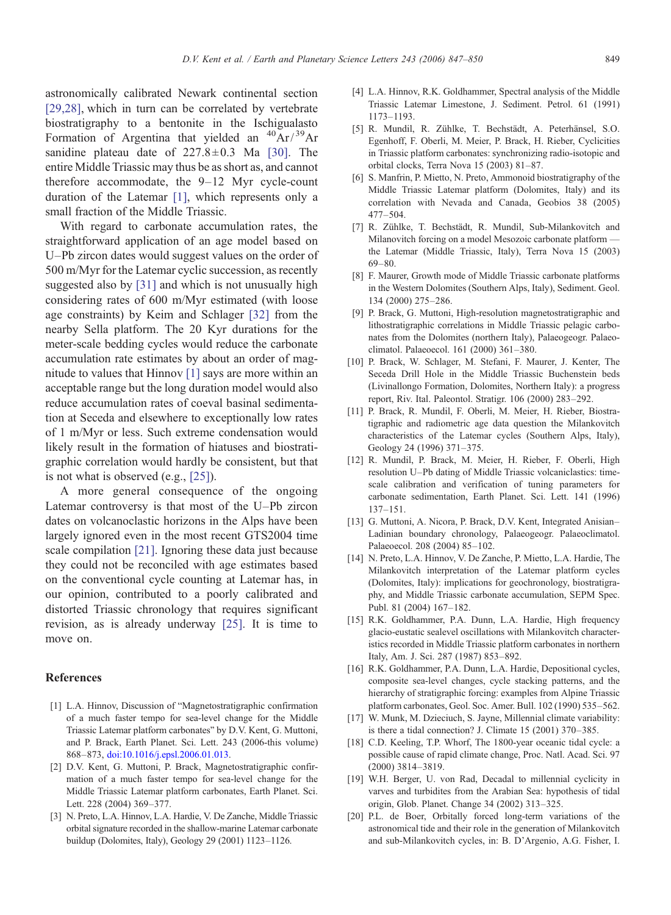astronomically calibrated Newark continental section [29,28], which in turn can be correlated by vertebrate biostratigraphy to a bentonite in the Ischigualasto Formation of Argentina that yielded an $^{40}Ar/^{39}Ar$ sanidine plateau date of $227.8 \pm 0.3$ Ma [30]. The entire Middle Triassic may thus be as short as, and cannot therefore accommodate, the 9–12 Myr cycle-count duration of the Latemar [1], which represents only a small fraction of the Middle Triassic.

With regard to carbonate accumulation rates, the straightforward application of an age model based on U–Pb zircon dates would suggest values on the order of 500 m/Myr for the Latemar cyclic succession, as recently suggested also by [31] and which is not unusually high considering rates of 600 m/Myr estimated (with loose age constraints) by Keim and Schlager [32] from the nearby Sella platform. The 20 Kyr durations for the meter-scale bedding cycles would reduce the carbonate accumulation rate estimates by about an order of magnitude to values that Hinnov [1] says are more within an acceptable range but the long duration model would also reduce accumulation rates of coeval basinal sedimentation at Seceda and elsewhere to exceptionally low rates of 1 m/Myr or less. Such extreme condensation would likely result in the formation of hiatuses and biostratigraphic correlation would hardly be consistent, but that is not what is observed (e.g., [25]).

A more general consequence of the ongoing Latemar controversy is that most of the U–Pb zircon dates on volcanoclastic horizons in the Alps have been largely ignored even in the most recent GTS2004 time scale compilation [21]. Ignoring these data just because they could not be reconciled with age estimates based on the conventional cycle counting at Latemar has, in our opinion, contributed to a poorly calibrated and distorted Triassic chronology that requires significant revision, as is already underway [25]. It is time to move on.

## References

[1] L.A. Hinnov, Discussion of "Magnetostratigraphic confirmation of a much faster tempo for sea-level change for the Middle Triassic Latemar platform carbonates" by D.V. Kent, G. Muttoni, and P. Brack, Earth Planet. Sci. Lett. 243 (2006-this volume) 868–873, doi:10.1016/j.epsl.2006.01.013.

[2] D.V. Kent, G. Muttoni, P. Brack, Magnetostratigraphic confirmation of a much faster tempo for sea-level change for the Middle Triassic Latemar platform carbonates, Earth Planet. Sci. Lett. 228 (2004) 369–377.

[3] N. Preto, L.A. Hinnov, L.A. Hardie, V. De Zanche, Middle Triassic orbital signature recorded in the shallow-marine Latemar carbonate buildup (Dolomites, Italy), Geology 29 (2001) 1123–1126.

[4] L.A. Hinnov, R.K. Goldhammer, Spectral analysis of the Middle Triassic Latemar Limestone, J. Sediment. Petrol. 61 (1991) 1173–1193.

[5] R. Mundil, R. Zühlke, T. Bechstädt, A. Peterhänsel, S.O. Egenhoff, F. Oberli, M. Meier, P. Brack, H. Rieber, Cyclicities in Triassic platform carbonates: synchronizing radio-isotopic and orbital clocks, Terra Nova 15 (2003) 81–87.

[6] S. Manfrin, P. Mietto, N. Preto, Ammonoid biostratigraphy of the Middle Triassic Latemar platform (Dolomites, Italy) and its correlation with Nevada and Canada, Geobios 38 (2005) 477–504.

[7] R. Zühlke, T. Bechstädt, R. Mundil, Sub-Milankovitch and Milanovitch forcing on a model Mesozoic carbonate platform — the Latemar (Middle Triassic, Italy), Terra Nova 15 (2003) 69–80.

[8] F. Maurer, Growth mode of Middle Triassic carbonate platforms in the Western Dolomites (Southern Alps, Italy), Sediment. Geol. 134 (2000) 275–286.

[9] P. Brack, G. Muttoni, High-resolution magnetostratigraphic and lithostratigraphic correlations in Middle Triassic pelagic carbonates from the Dolomites (northern Italy), Palaeogeogr. Palaeoclimatol. Palaeoecol. 161 (2000) 361–380.

[10] P. Brack, W. Schlager, M. Stefani, F. Maurer, J. Kenter, The Seceda Drill Hole in the Middle Triassic Buchenstein beds (Livinallongo Formation, Dolomites, Northern Italy): a progress report, Riv. Ital. Paleontol. Stratigr. 106 (2000) 283–292.

[11] P. Brack, R. Mundil, F. Oberli, M. Meier, H. Rieber, Biostratigraphic and radiometric age data question the Milankovitch characteristics of the Latemar cycles (Southern Alps, Italy), Geology 24 (1996) 371–375.

[12] R. Mundil, P. Brack, M. Meier, H. Rieber, F. Oberli, High resolution U–Pb dating of Middle Triassic volcaniclastics: timescale calibration and verification of tuning parameters for carbonate sedimentation, Earth Planet. Sci. Lett. 141 (1996) 137–151.

[13] G. Muttoni, A. Nicora, P. Brack, D.V. Kent, Integrated Anisian–Ladinian boundary chronology, Palaeogeogr. Palaeoclimatol. Palaeoecol. 208 (2004) 85–102.

[14] N. Preto, L.A. Hinnov, V. De Zanche, P. Mietto, L.A. Hardie, The Milankovitch interpretation of the Latemar platform cycles (Dolomites, Italy): implications for geochronology, biostratigraphy, and Middle Triassic carbonate accumulation, SEPM Spec. Publ. 81 (2004) 167–182.

[15] R.K. Goldhammer, P.A. Dunn, L.A. Hardie, High frequency glacio-eustatic sealevel oscillations with Milankovitch characteristics recorded in Middle Triassic platform carbonates in northern Italy, Am. J. Sci. 287 (1987) 853–892.

[16] R.K. Goldhammer, P.A. Dunn, L.A. Hardie, Depositional cycles, composite sea-level changes, cycle stacking patterns, and the hierarchy of stratigraphic forcing: examples from Alpine Triassic platform carbonates, Geol. Soc. Amer. Bull. 102 (1990) 535–562.

[17] W. Munk, M. Dzieciuch, S. Jayne, Millennial climate variability: is there a tidal connection? J. Climate 15 (2001) 370–385.

[18] C.D. Keeling, T.P. Whorf, The 1800-year oceanic tidal cycle: a possible cause of rapid climate change, Proc. Natl. Acad. Sci. 97 (2000) 3814–3819.

[19] W.H. Berger, U. von Rad, Decadal to millennial cyclicity in varves and turbidites from the Arabian Sea: hypothesis of tidal origin, Glob. Planet. Change 34 (2002) 313–325.

[20] P.L. de Boer, Orbitally forced long-term variations of the astronomical tide and their role in the generation of Milankovitch and sub-Milankovitch cycles, in: B. D'Argenio, A.G. Fisher, I.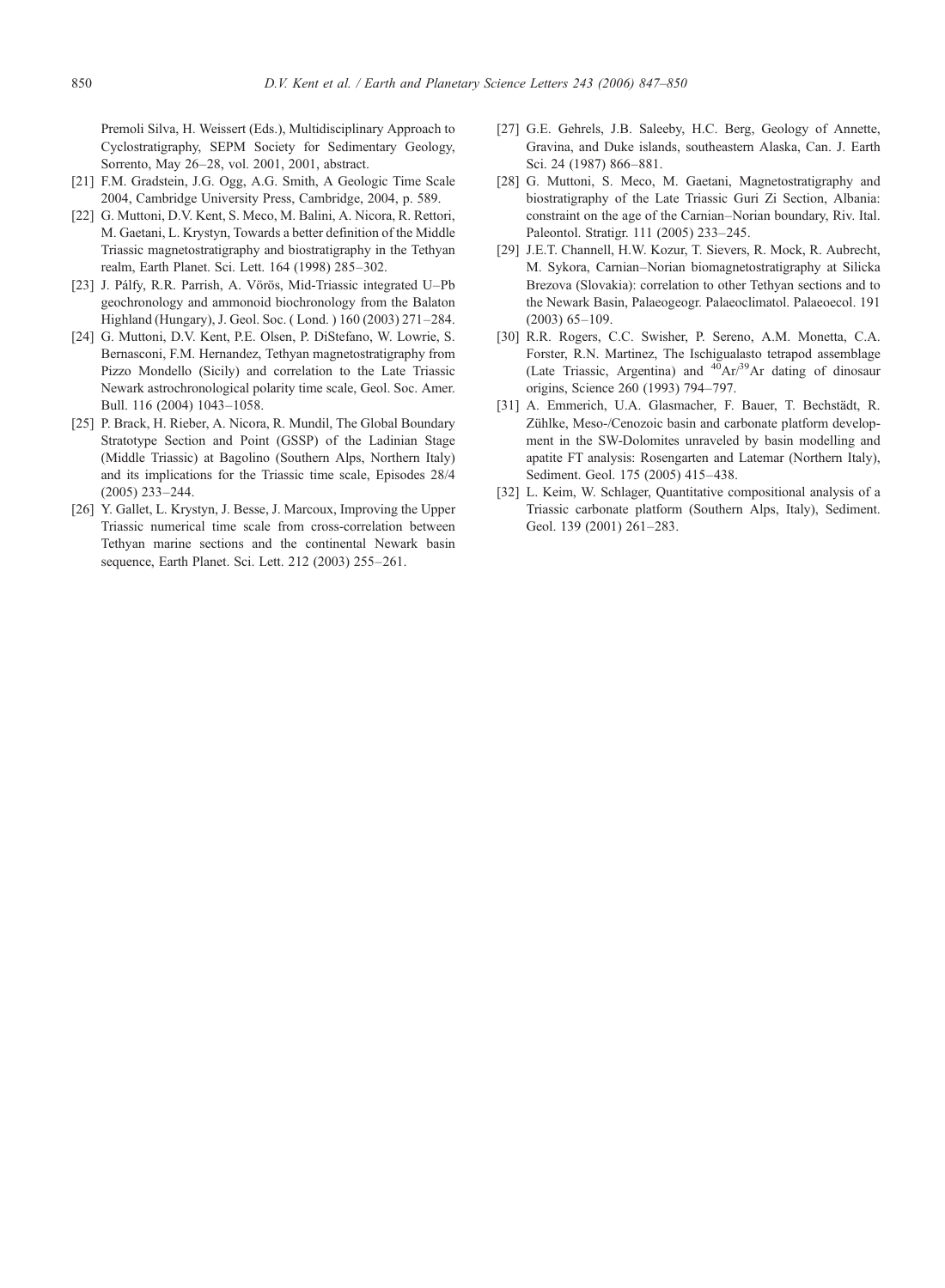Premoli Silva, H. Weissert (Eds.), Multidisciplinary Approach to Cyclostratigraphy, SEPM Society for Sedimentary Geology, Sorrento, May 26–28, vol. 2001, 2001, abstract.

[21] F.M. Gradstein, J.G. Ogg, A.G. Smith, A Geologic Time Scale 2004, Cambridge University Press, Cambridge, 2004, p. 589.

[22] G. Muttoni, D.V. Kent, S. Meco, M. Balini, A. Nicora, R. Rettori, M. Gaetani, L. Krystyn, Towards a better definition of the Middle Triassic magnetostratigraphy and biostratigraphy in the Tethyan realm, Earth Planet. Sci. Lett. 164 (1998) 285–302.

[23] J. Pálfy, R.R. Parrish, A. Vörös, Mid-Triassic integrated U–Pb geochronology and ammonoid biochronology from the Balaton Highland (Hungary), J. Geol. Soc. ( Lond. ) 160 (2003) 271–284.

[24] G. Muttoni, D.V. Kent, P.E. Olsen, P. DiStefano, W. Lowrie, S. Bernasconi, F.M. Hernandez, Tethyan magnetostratigraphy from Pizzo Mondello (Sicily) and correlation to the Late Triassic Newark astrochronological polarity time scale, Geol. Soc. Amer. Bull. 116 (2004) 1043–1058.

[25] P. Brack, H. Rieber, A. Nicora, R. Mundil, The Global Boundary Stratotype Section and Point (GSSP) of the Ladinian Stage (Middle Triassic) at Bagolino (Southern Alps, Northern Italy) and its implications for the Triassic time scale, Episodes 28/4 (2005) 233–244.

[26] Y. Gallet, L. Krystyn, J. Besse, J. Marcoux, Improving the Upper Triassic numerical time scale from cross-correlation between Tethyan marine sections and the continental Newark basin sequence, Earth Planet. Sci. Lett. 212 (2003) 255–261.

[27] G.E. Gehrels, J.B. Saleeby, H.C. Berg, Geology of Annette, Gravina, and Duke islands, southeastern Alaska, Can. J. Earth Sci. 24 (1987) 866–881.

[28] G. Muttoni, S. Meco, M. Gaetani, Magnetostratigraphy and biostratigraphy of the Late Triassic Guri Zi Section, Albania: constraint on the age of the Carnian–Norian boundary, Riv. Ital. Paleontol. Stratigr. 111 (2005) 233–245.

[29] J.E.T. Channell, H.W. Kozur, T. Sievers, R. Mock, R. Aubrecht, M. Sykora, Carnian–Norian biomagnetostratigraphy at Silicka Brezova (Slovakia): correlation to other Tethyan sections and to the Newark Basin, Palaeogeogr. Palaeoclimatol. Palaeoecol. 191 (2003) 65–109.

[30] R.R. Rogers, C.C. Swisher, P. Sereno, A.M. Monetta, C.A. Forster, R.N. Martinez, The Ischigualasto tetrapod assemblage (Late Triassic, Argentina) and $^{40}Ar/^{39}Ar$ dating of dinosaur origins, Science 260 (1993) 794–797.

[31] A. Emmerich, U.A. Glasmacher, F. Bauer, T. Bechstädt, R. Zühlke, Meso-/Cenozoic basin and carbonate platform development in the SW-Dolomites unraveled by basin modelling and apatite FT analysis: Rosengarten and Latemar (Northern Italy), Sediment. Geol. 175 (2005) 415–438.

[32] L. Keim, W. Schlager, Quantitative compositional analysis of a Triassic carbonate platform (Southern Alps, Italy), Sediment. Geol. 139 (2001) 261–283.